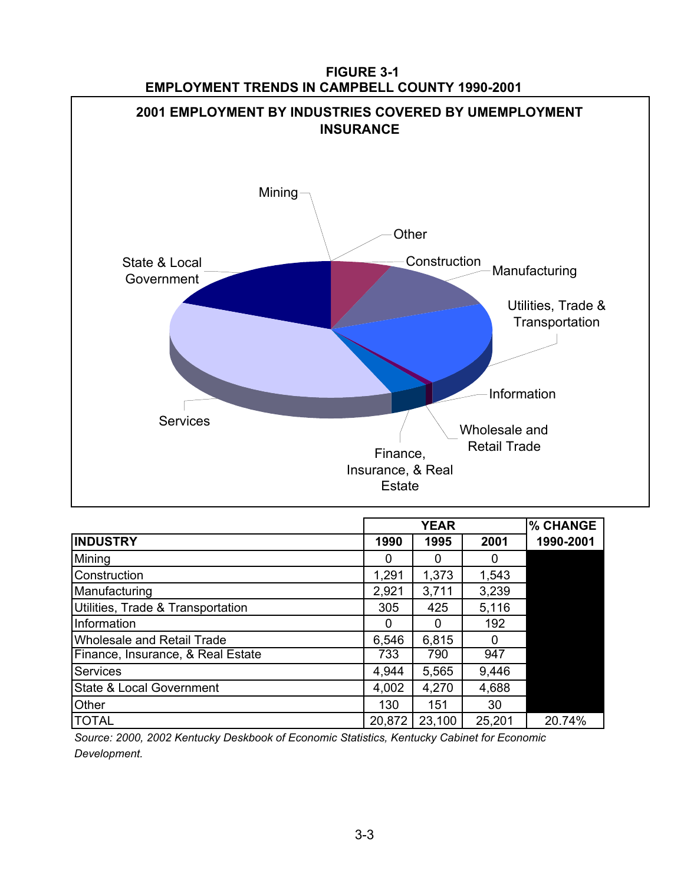**FIGURE 3-1**
**EMPLOYMENT TRENDS IN CAMPBELL COUNTY 1990-2001**

**2001 EMPLOYMENT BY INDUSTRIES COVERED BY UMEMPLOYMENT INSURANCE**

Mining, Other, Construction, Manufacturing, Utilities, Trade & Transportation, Information, Wholesale and Retail Trade, Finance, Insurance, & Real Estate, Services, State & Local Government

| | YEAR | | | % CHANGE |
|---|---|---|---|---|
| **INDUSTRY** | **1990** | **1995** | **2001** | **1990-2001** |
| Mining | 0 | 0 | 0 | |
| Construction | 1,291 | 1,373 | 1,543 | |
| Manufacturing | 2,921 | 3,711 | 3,239 | |
| Utilities, Trade & Transportation | 305 | 425 | 5,116 | |
| Information | 0 | 0 | 192 | |
| Wholesale and Retail Trade | 6,546 | 6,815 | 0 | |
| Finance, Insurance, & Real Estate | 733 | 790 | 947 | |
| Services | 4,944 | 5,565 | 9,446 | |
| State & Local Government | 4,002 | 4,270 | 4,688 | |
| Other | 130 | 151 | 30 | |
| TOTAL | 20,872 | 23,100 | 25,201 | 20.74% |

*Source: 2000, 2002 Kentucky Deskbook of Economic Statistics, Kentucky Cabinet for Economic Development.*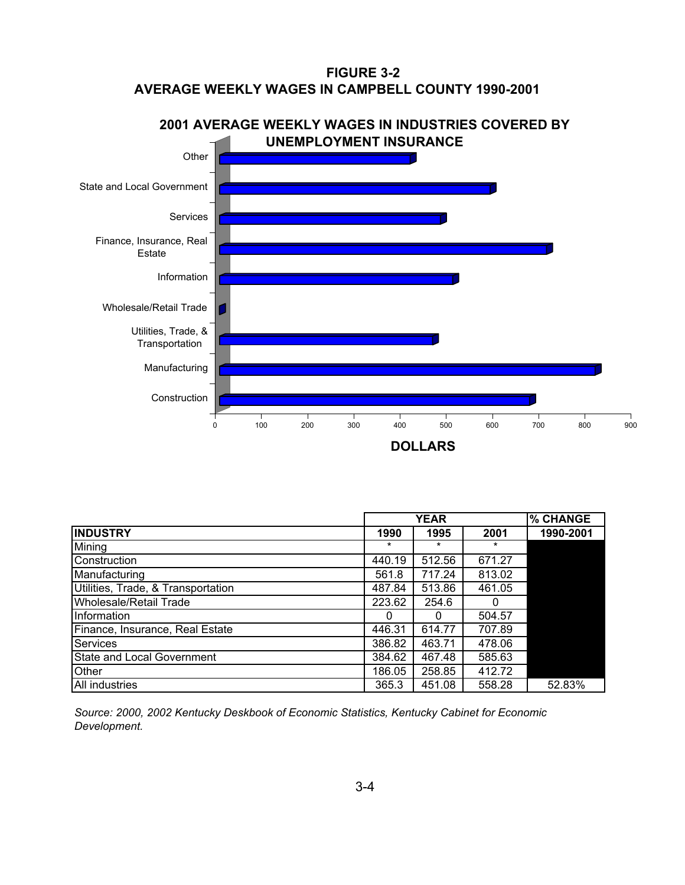## FIGURE 3-2
## AVERAGE WEEKLY WAGES IN CAMPBELL COUNTY 1990-2001

**2001 AVERAGE WEEKLY WAGES IN INDUSTRIES COVERED BY UNEMPLOYMENT INSURANCE**

| INDUSTRY | YEAR 1990 | YEAR 1995 | YEAR 2001 | % CHANGE 1990-2001 |
|---|---|---|---|---|
| Mining | * | * | * | |
| Construction | 440.19 | 512.56 | 671.27 | |
| Manufacturing | 561.8 | 717.24 | 813.02 | |
| Utilities, Trade, & Transportation | 487.84 | 513.86 | 461.05 | |
| Wholesale/Retail Trade | 223.62 | 254.6 | 0 | |
| Information | 0 | 0 | 504.57 | |
| Finance, Insurance, Real Estate | 446.31 | 614.77 | 707.89 | |
| Services | 386.82 | 463.71 | 478.06 | |
| State and Local Government | 384.62 | 467.48 | 585.63 | |
| Other | 186.05 | 258.85 | 412.72 | |
| All industries | 365.3 | 451.08 | 558.28 | 52.83% |

*Source: 2000, 2002 Kentucky Deskbook of Economic Statistics, Kentucky Cabinet for Economic Development.*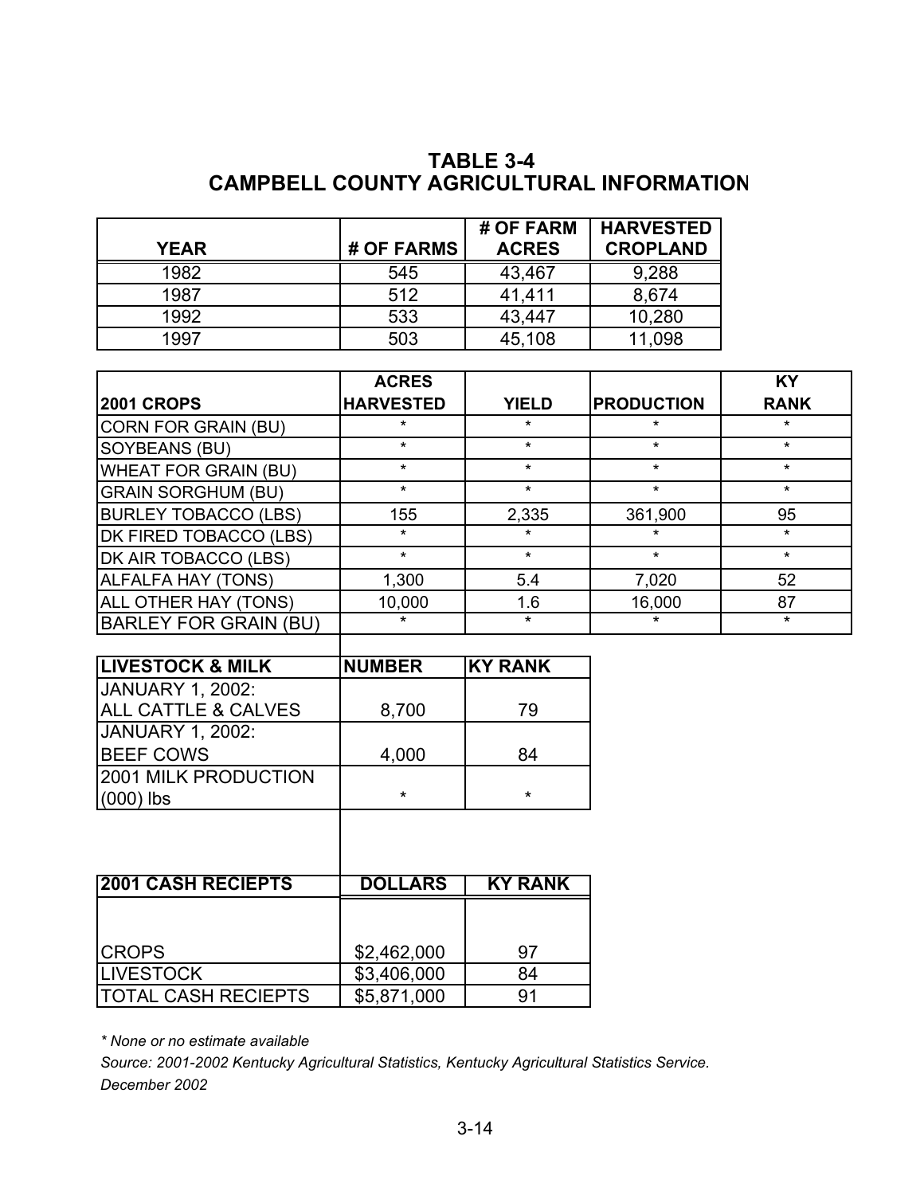# TABLE 3-4
# CAMPBELL COUNTY AGRICULTURAL INFORMATION

| YEAR | # OF FARMS | # OF FARM ACRES | HARVESTED CROPLAND |
|---|---|---|---|
| 1982 | 545 | 43,467 | 9,288 |
| 1987 | 512 | 41,411 | 8,674 |
| 1992 | 533 | 43,447 | 10,280 |
| 1997 | 503 | 45,108 | 11,098 |

| 2001 CROPS | ACRES HARVESTED | YIELD | PRODUCTION | KY RANK |
|---|---|---|---|---|
| CORN FOR GRAIN (BU) | * | * | * | * |
| SOYBEANS (BU) | * | * | * | * |
| WHEAT FOR GRAIN (BU) | * | * | * | * |
| GRAIN SORGHUM (BU) | * | * | * | * |
| BURLEY TOBACCO (LBS) | 155 | 2,335 | 361,900 | 95 |
| DK FIRED TOBACCO (LBS) | * | * | * | * |
| DK AIR TOBACCO (LBS) | * | * | * | * |
| ALFALFA HAY (TONS) | 1,300 | 5.4 | 7,020 | 52 |
| ALL OTHER HAY (TONS) | 10,000 | 1.6 | 16,000 | 87 |
| BARLEY FOR GRAIN (BU) | * | * | * | * |

| LIVESTOCK & MILK | NUMBER | KY RANK |
|---|---|---|
| JANUARY 1, 2002: ALL CATTLE & CALVES | 8,700 | 79 |
| JANUARY 1, 2002: BEEF COWS | 4,000 | 84 |
| 2001 MILK PRODUCTION (000) lbs | * | * |

| 2001 CASH RECIEPTS | DOLLARS | KY RANK |
|---|---|---|
| CROPS | $2,462,000 | 97 |
| LIVESTOCK | $3,406,000 | 84 |
| TOTAL CASH RECIEPTS | $5,871,000 | 91 |

*\* None or no estimate available*

*Source: 2001-2002 Kentucky Agricultural Statistics, Kentucky Agricultural Statistics Service. December 2002*